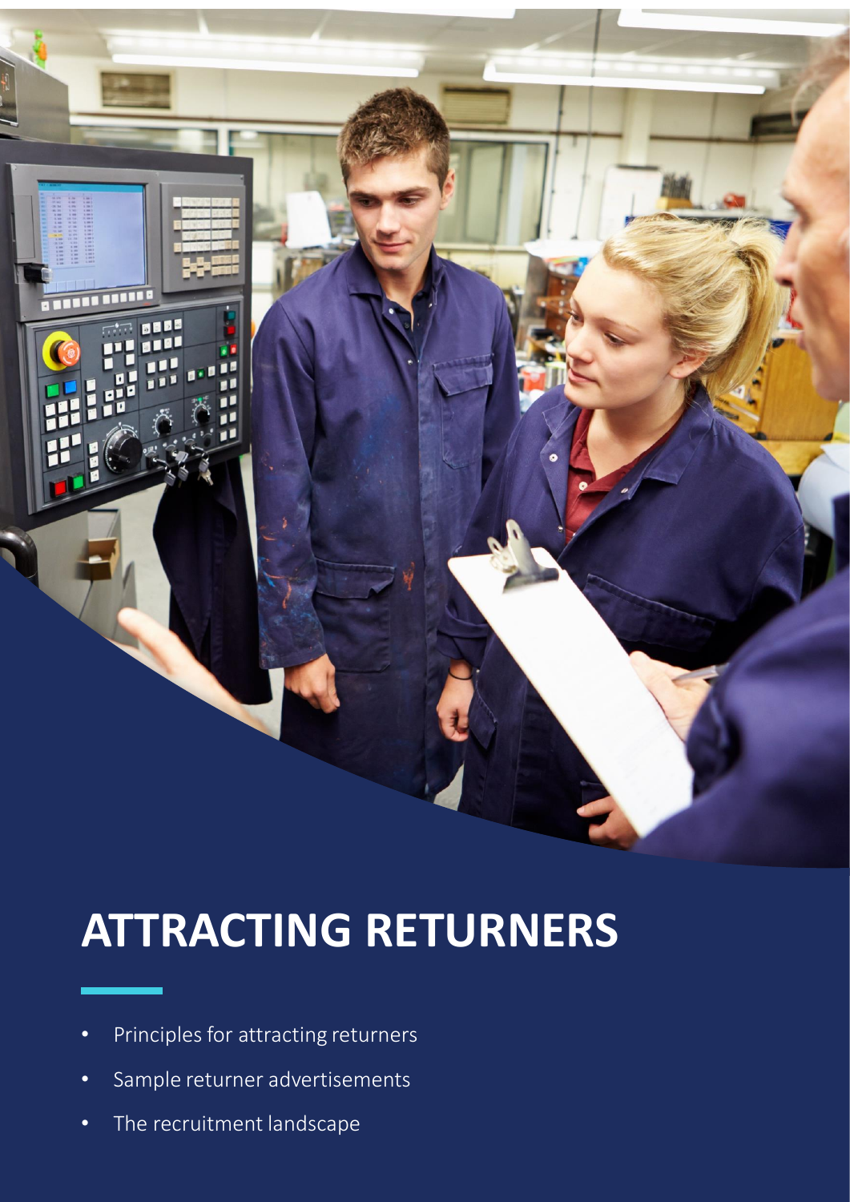# ATTRACTING RETURNERS

- Principles for attracting returners
- Sample returner advertisements
- The recruitment landscape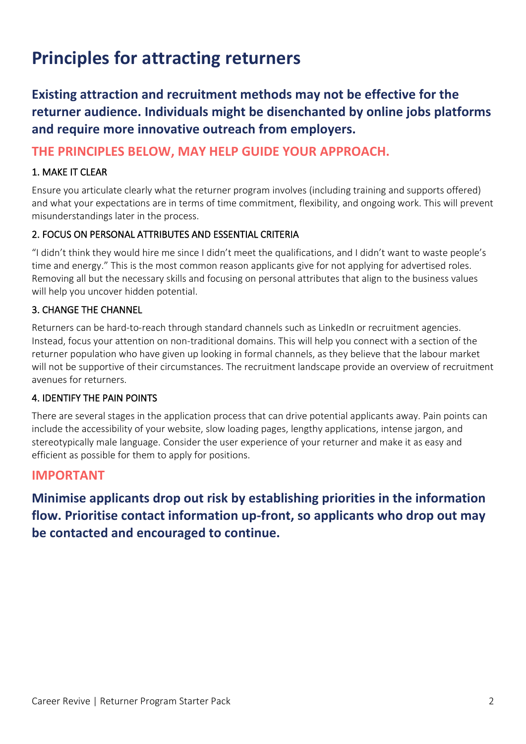# Principles for attracting returners

**Existing attraction and recruitment methods may not be effective for the returner audience. Individuals might be disenchanted by online jobs platforms and require more innovative outreach from employers.**

## THE PRINCIPLES BELOW, MAY HELP GUIDE YOUR APPROACH.

### 1. MAKE IT CLEAR

Ensure you articulate clearly what the returner program involves (including training and supports offered) and what your expectations are in terms of time commitment, flexibility, and ongoing work. This will prevent misunderstandings later in the process.

### 2. FOCUS ON PERSONAL ATTRIBUTES AND ESSENTIAL CRITERIA

"I didn't think they would hire me since I didn't meet the qualifications, and I didn't want to waste people's time and energy." This is the most common reason applicants give for not applying for advertised roles. Removing all but the necessary skills and focusing on personal attributes that align to the business values will help you uncover hidden potential.

### 3. CHANGE THE CHANNEL

Returners can be hard-to-reach through standard channels such as LinkedIn or recruitment agencies. Instead, focus your attention on non-traditional domains. This will help you connect with a section of the returner population who have given up looking in formal channels, as they believe that the labour market will not be supportive of their circumstances. The recruitment landscape provide an overview of recruitment avenues for returners.

### 4. IDENTIFY THE PAIN POINTS

There are several stages in the application process that can drive potential applicants away. Pain points can include the accessibility of your website, slow loading pages, lengthy applications, intense jargon, and stereotypically male language. Consider the user experience of your returner and make it as easy and efficient as possible for them to apply for positions.

## IMPORTANT

**Minimise applicants drop out risk by establishing priorities in the information flow. Prioritise contact information up-front, so applicants who drop out may be contacted and encouraged to continue.**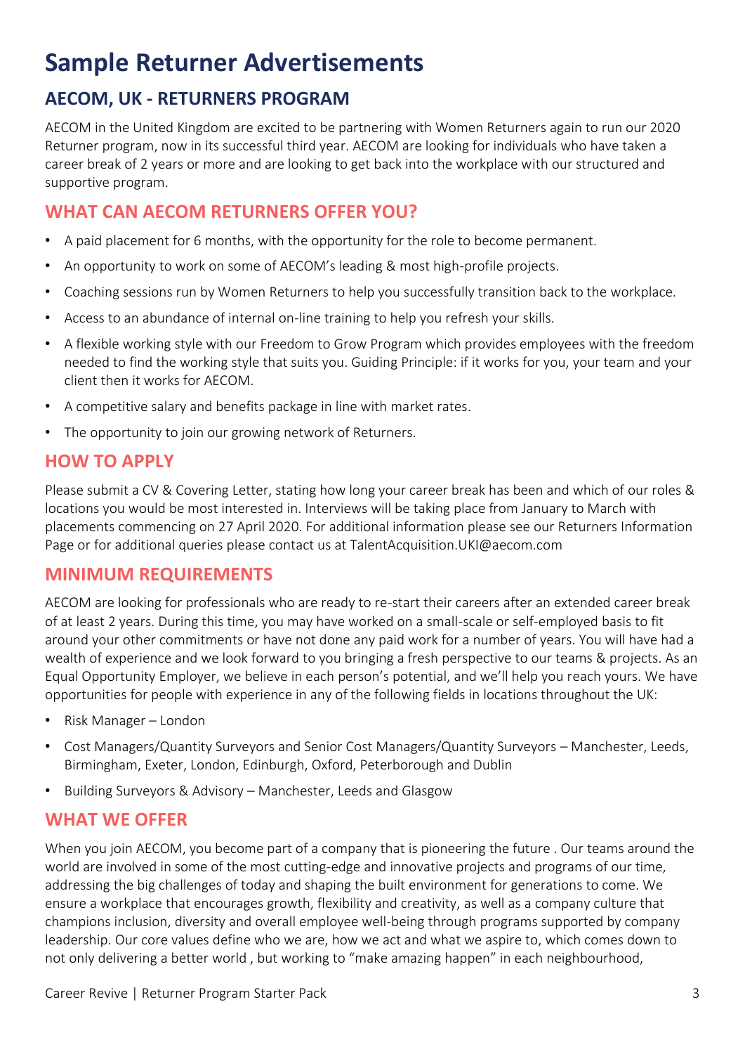# Sample Returner Advertisements

## AECOM, UK - RETURNERS PROGRAM

AECOM in the United Kingdom are excited to be partnering with Women Returners again to run our 2020 Returner program, now in its successful third year. AECOM are looking for individuals who have taken a career break of 2 years or more and are looking to get back into the workplace with our structured and supportive program.

## WHAT CAN AECOM RETURNERS OFFER YOU?

- A paid placement for 6 months, with the opportunity for the role to become permanent.
- An opportunity to work on some of AECOM's leading & most high-profile projects.
- Coaching sessions run by Women Returners to help you successfully transition back to the workplace.
- Access to an abundance of internal on-line training to help you refresh your skills.
- A flexible working style with our Freedom to Grow Program which provides employees with the freedom needed to find the working style that suits you. Guiding Principle: if it works for you, your team and your client then it works for AECOM.
- A competitive salary and benefits package in line with market rates.
- The opportunity to join our growing network of Returners.

## HOW TO APPLY

Please submit a CV & Covering Letter, stating how long your career break has been and which of our roles & locations you would be most interested in. Interviews will be taking place from January to March with placements commencing on 27 April 2020. For additional information please see our Returners Information Page or for additional queries please contact us at TalentAcquisition.UKI@aecom.com

## MINIMUM REQUIREMENTS

AECOM are looking for professionals who are ready to re-start their careers after an extended career break of at least 2 years. During this time, you may have worked on a small-scale or self-employed basis to fit around your other commitments or have not done any paid work for a number of years. You will have had a wealth of experience and we look forward to you bringing a fresh perspective to our teams & projects. As an Equal Opportunity Employer, we believe in each person's potential, and we'll help you reach yours. We have opportunities for people with experience in any of the following fields in locations throughout the UK:

- Risk Manager – London
- Cost Managers/Quantity Surveyors and Senior Cost Managers/Quantity Surveyors – Manchester, Leeds, Birmingham, Exeter, London, Edinburgh, Oxford, Peterborough and Dublin
- Building Surveyors & Advisory – Manchester, Leeds and Glasgow

## WHAT WE OFFER

When you join AECOM, you become part of a company that is pioneering the future . Our teams around the world are involved in some of the most cutting-edge and innovative projects and programs of our time, addressing the big challenges of today and shaping the built environment for generations to come. We ensure a workplace that encourages growth, flexibility and creativity, as well as a company culture that champions inclusion, diversity and overall employee well-being through programs supported by company leadership. Our core values define who we are, how we act and what we aspire to, which comes down to not only delivering a better world , but working to "make amazing happen" in each neighbourhood,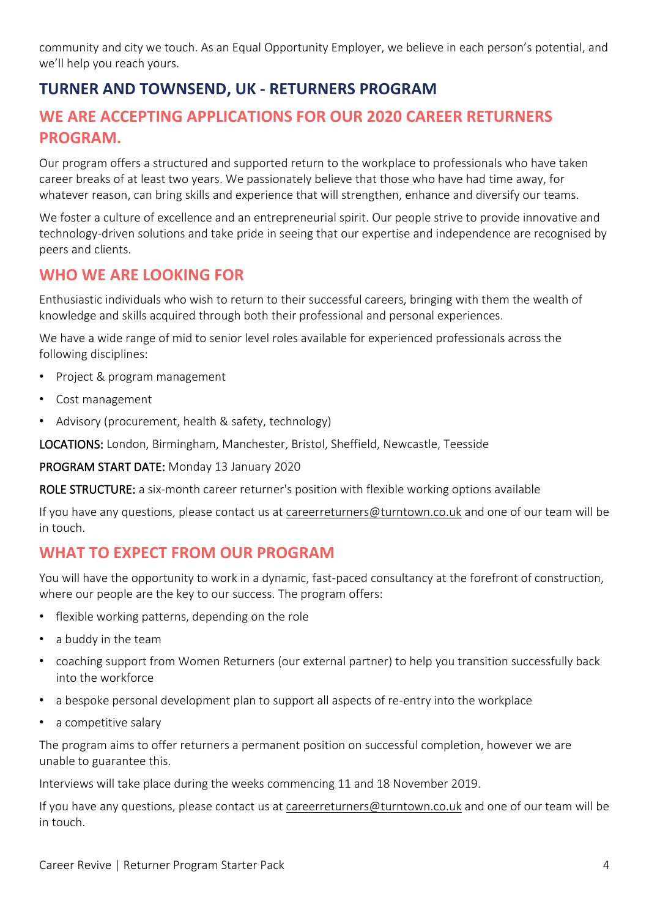community and city we touch. As an Equal Opportunity Employer, we believe in each person's potential, and we'll help you reach yours.

## TURNER AND TOWNSEND, UK - RETURNERS PROGRAM

## WE ARE ACCEPTING APPLICATIONS FOR OUR 2020 CAREER RETURNERS PROGRAM.

Our program offers a structured and supported return to the workplace to professionals who have taken career breaks of at least two years. We passionately believe that those who have had time away, for whatever reason, can bring skills and experience that will strengthen, enhance and diversify our teams.

We foster a culture of excellence and an entrepreneurial spirit. Our people strive to provide innovative and technology-driven solutions and take pride in seeing that our expertise and independence are recognised by peers and clients.

### WHO WE ARE LOOKING FOR

Enthusiastic individuals who wish to return to their successful careers, bringing with them the wealth of knowledge and skills acquired through both their professional and personal experiences.

We have a wide range of mid to senior level roles available for experienced professionals across the following disciplines:

- Project & program management
- Cost management
- Advisory (procurement, health & safety, technology)

**LOCATIONS:** London, Birmingham, Manchester, Bristol, Sheffield, Newcastle, Teesside

**PROGRAM START DATE:** Monday 13 January 2020

**ROLE STRUCTURE:** a six-month career returner's position with flexible working options available

If you have any questions, please contact us at careerreturners@turntown.co.uk and one of our team will be in touch.

### WHAT TO EXPECT FROM OUR PROGRAM

You will have the opportunity to work in a dynamic, fast-paced consultancy at the forefront of construction, where our people are the key to our success. The program offers:

- flexible working patterns, depending on the role
- a buddy in the team
- coaching support from Women Returners (our external partner) to help you transition successfully back into the workforce
- a bespoke personal development plan to support all aspects of re-entry into the workplace
- a competitive salary

The program aims to offer returners a permanent position on successful completion, however we are unable to guarantee this.

Interviews will take place during the weeks commencing 11 and 18 November 2019.

If you have any questions, please contact us at careerreturners@turntown.co.uk and one of our team will be in touch.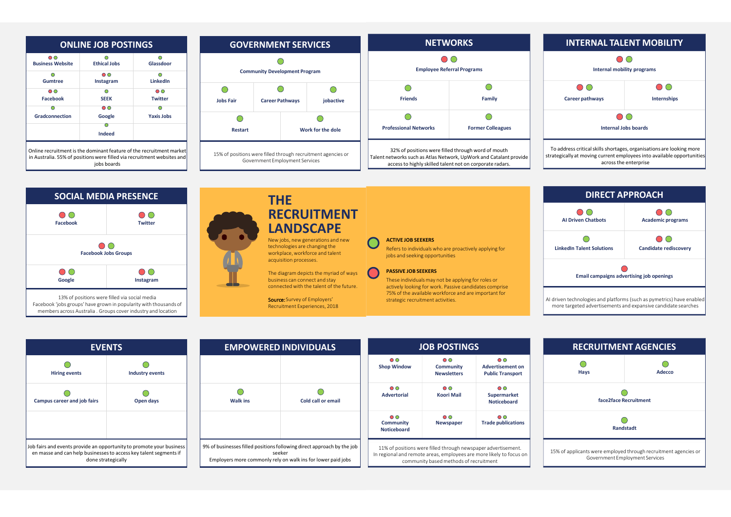# THE RECRUITMENT LANDSCAPE

New jobs, new generations and new technologies are changing the workplace, workforce and talent acquisition processes.

The diagram depicts the myriad of ways business can connect and stay connected with the talent of the future.

**Source:** Survey of Employers' Recruitment Experiences, 2018

**ACTIVE JOB SEEKERS**

Refers to individuals who are proactively applying for jobs and seeking opportunities

**PASSIVE JOB SEEKERS**

These individuals may not be applying for roles or actively looking for work. Passive candidates comprise 75% of the available workforce and are important for strategic recruitment activities.

## ONLINE JOB POSTINGS

| | | |
|---|---|---|
| Business Website | Ethical Jobs | Glassdoor |
| Gumtree | Instagram | LinkedIn |
| Facebook | SEEK | Twitter |
| Gradconnection | Google | Yaxis Jobs |
| | Indeed | |

Online recruitment is the dominant feature of the recruitment market in Australia. 55% of positions were filled via recruitment websites and jobs boards

## GOVERNMENT SERVICES

- Community Development Program
- Jobs Fair
- Career Pathways
- jobactive
- Restart
- Work for the dole

15% of positions were filled through recruitment agencies or Government Employment Services

## NETWORKS

- Employee Referral Programs
- Friends
- Family
- Professional Networks
- Former Colleagues

32% of positions were filled through word of mouth
Talent networks such as Atlas Network, UpWork and Catalant provide access to highly skilled talent not on corporate radars.

## INTERNAL TALENT MOBILITY

- Internal mobility programs
- Career pathways
- Internships
- Internal Jobs boards

To address critical skills shortages, organisations are looking more strategically at moving current employees into available opportunities across the enterprise

## SOCIAL MEDIA PRESENCE

- Facebook
- Twitter
- Facebook Jobs Groups
- Google
- Instagram

13% of positions were filled via social media
Facebook 'jobs groups' have grown in popularity with thousands of members across Australia . Groups cover industry and location

## DIRECT APPROACH

- AI Driven Chatbots
- Academic programs
- LinkedIn Talent Solutions
- Candidate rediscovery
- Email campaigns advertising job openings

AI driven technologies and platforms (such as pymetrics) have enabled more targeted advertisements and expansive candidate searches

## EVENTS

- Hiring events
- Industry events
- Campus career and job fairs
- Open days

Job fairs and events provide an opportunity to promote your business en masse and can help businesses to access key talent segments if done strategically

## EMPOWERED INDIVIDUALS

- Walk ins
- Cold call or email

9% of businesses filled positions following direct approach by the job seeker
Employers more commonly rely on walk ins for lower paid jobs

## JOB POSTINGS

| | | |
|---|---|---|
| Shop Window | Community Newsletters | Advertisement on Public Transport |
| Advertorial | Koori Mail | Supermarket Noticeboard |
| Community Noticeboard | Newspaper | Trade publications |

11% of positions were filled through newspaper advertisement.
In regional and remote areas, employees are more likely to focus on community based methods of recruitment

## RECRUITMENT AGENCIES

- Hays
- Adecco
- face2face Recruitment
- Randstadt

15% of applicants were employed through recruitment agencies or Government Employment Services